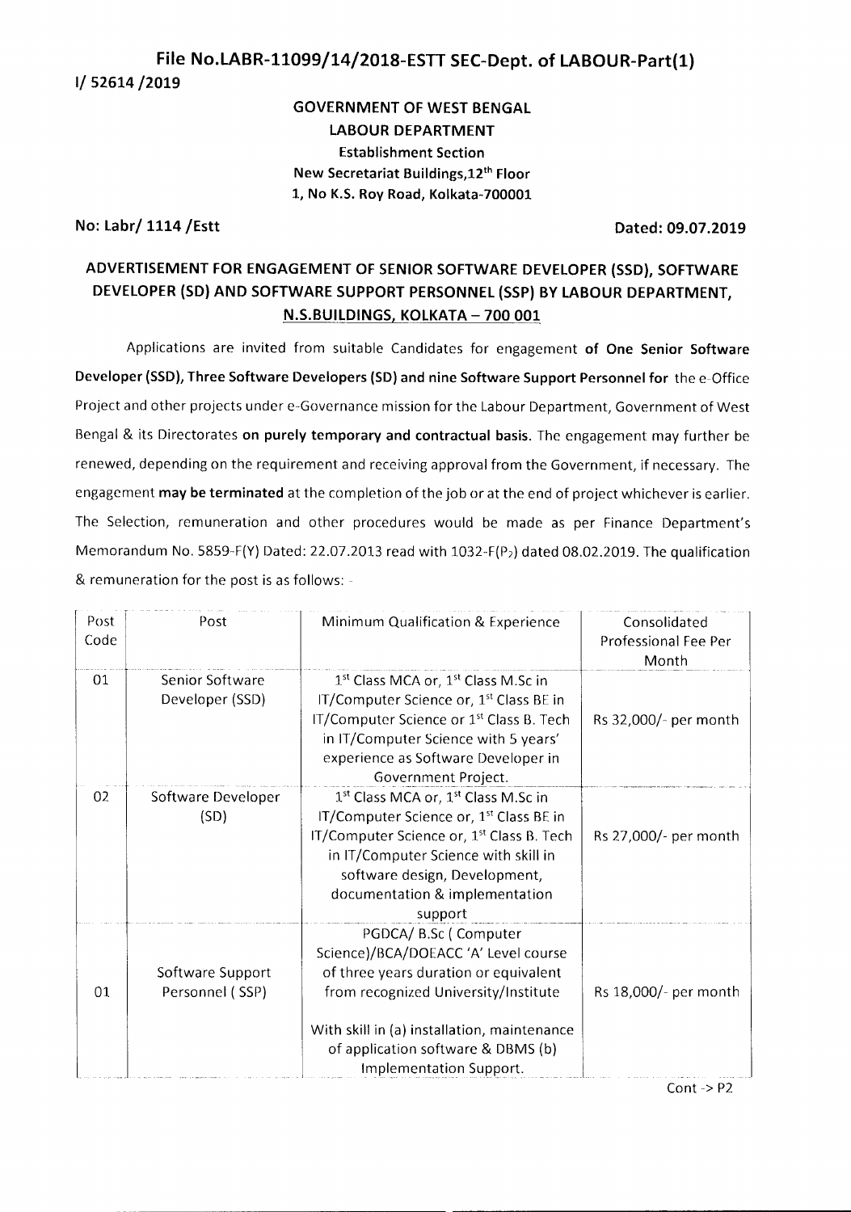**File No.LABR-11099/14/2018-ESTT SEC-Dept. of LABOUR-Part(1)**
**I/ 52614 /2019**

**GOVERNMENT OF WEST BENGAL**
**LABOUR DEPARTMENT**
**Establishment Section**
**New Secretariat Buildings,12th Floor**
**1, No K.S. Roy Road, Kolkata-700001**

**No: Labr/ 1114 /Estt** **Dated: 09.07.2019**

## ADVERTISEMENT FOR ENGAGEMENT OF SENIOR SOFTWARE DEVELOPER (SSD), SOFTWARE DEVELOPER (SD) AND SOFTWARE SUPPORT PERSONNEL (SSP) BY LABOUR DEPARTMENT, N.S.BUILDINGS, KOLKATA – 700 001

Applications are invited from suitable Candidates for engagement **of One Senior Software Developer (SSD), Three Software Developers (SD) and nine Software Support Personnel for** the e-Office Project and other projects under e-Governance mission for the Labour Department, Government of West Bengal & its Directorates **on purely temporary and contractual basis.** The engagement may further be renewed, depending on the requirement and receiving approval from the Government, if necessary. The engagement **may be terminated** at the completion of the job or at the end of project whichever is earlier. The Selection, remuneration and other procedures would be made as per Finance Department's Memorandum No. 5859-F(Y) Dated: 22.07.2013 read with 1032-F($P_2$) dated 08.02.2019. The qualification & remuneration for the post is as follows: -

| Post Code | Post | Minimum Qualification & Experience | Consolidated Professional Fee Per Month |
|---|---|---|---|
| 01 | Senior Software Developer (SSD) | 1st Class MCA or, 1st Class M.Sc in IT/Computer Science or, 1st Class BE in IT/Computer Science or 1st Class B. Tech in IT/Computer Science with 5 years' experience as Software Developer in Government Project. | Rs 32,000/- per month |
| 02 | Software Developer (SD) | 1st Class MCA or, 1st Class M.Sc in IT/Computer Science or, 1st Class BE in IT/Computer Science or, 1st Class B. Tech in IT/Computer Science with skill in software design, Development, documentation & implementation support | Rs 27,000/- per month |
| 01 | Software Support Personnel ( SSP) | PGDCA/ B.Sc ( Computer Science)/BCA/DOEACC 'A' Level course of three years duration or equivalent from recognized University/Institute<br><br>With skill in (a) installation, maintenance of application software & DBMS (b) Implementation Support. | Rs 18,000/- per month |

Cont -> P2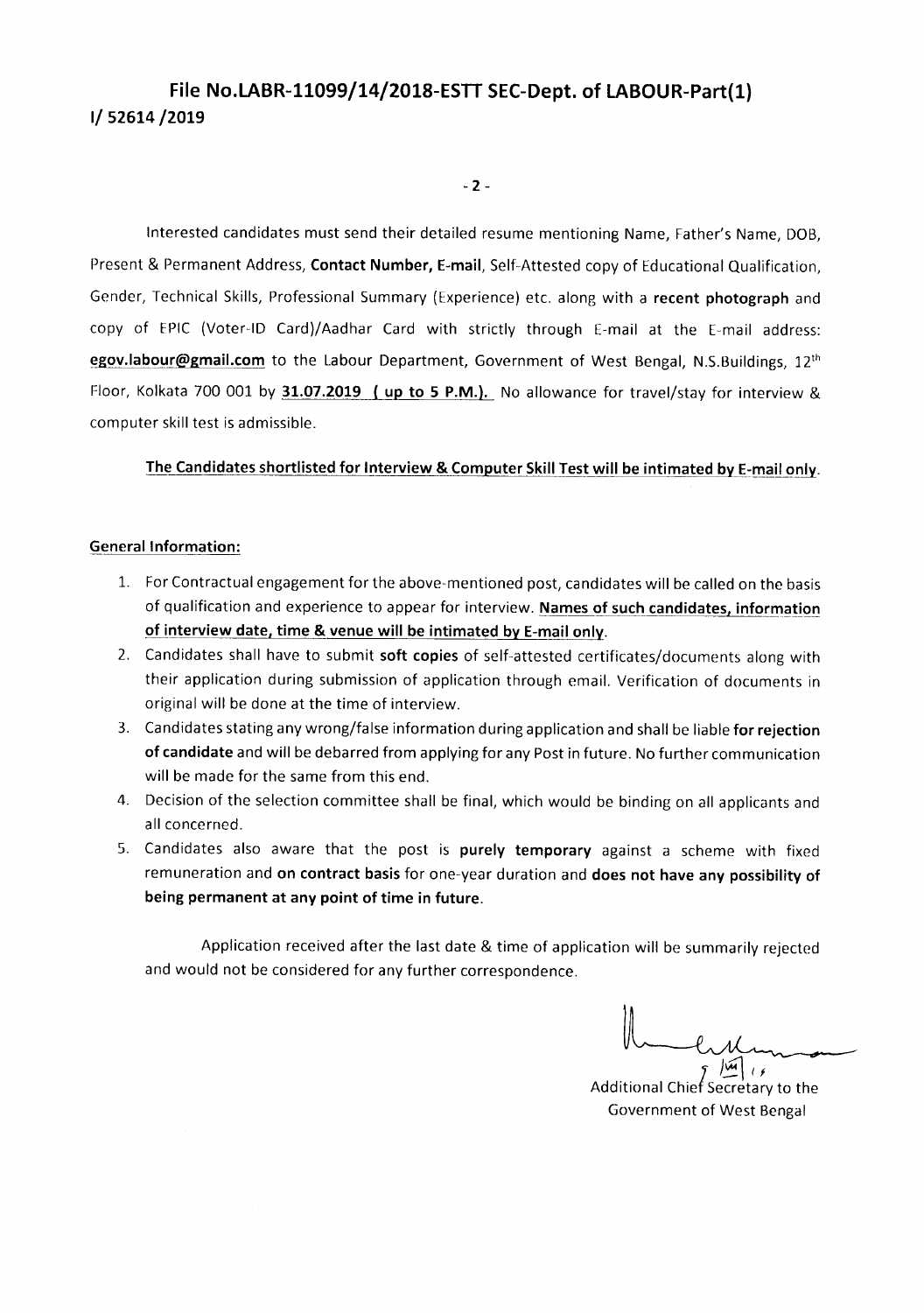## File No.LABR-11099/14/2018-ESTT SEC-Dept. of LABOUR-Part(1)
**I/ 52614 /2019**

Interested candidates must send their detailed resume mentioning Name, Father's Name, DOB, Present & Permanent Address, **Contact Number, E-mail**, Self-Attested copy of Educational Qualification, Gender, Technical Skills, Professional Summary (Experience) etc. along with a **recent photograph** and copy of EPIC (Voter-ID Card)/Aadhar Card with strictly through E-mail at the E-mail address: **egov.labour@gmail.com** to the Labour Department, Government of West Bengal, N.S.Buildings, 12th Floor, Kolkata 700 001 by **31.07.2019 ( up to 5 P.M.).** No allowance for travel/stay for interview & computer skill test is admissible.

**The Candidates shortlisted for Interview & Computer Skill Test will be intimated by E-mail only.**

**General Information:**

1. For Contractual engagement for the above-mentioned post, candidates will be called on the basis of qualification and experience to appear for interview. **Names of such candidates, information of interview date, time & venue will be intimated by E-mail only.**
2. Candidates shall have to submit **soft copies** of self-attested certificates/documents along with their application during submission of application through email. Verification of documents in original will be done at the time of interview.
3. Candidates stating any wrong/false information during application and shall be liable **for rejection of candidate** and will be debarred from applying for any Post in future. No further communication will be made for the same from this end.
4. Decision of the selection committee shall be final, which would be binding on all applicants and all concerned.
5. Candidates also aware that the post is **purely temporary** against a scheme with fixed remuneration and **on contract basis** for one-year duration and **does not have any possibility of being permanent at any point of time in future.**

Application received after the last date & time of application will be summarily rejected and would not be considered for any further correspondence.

Additional Chief Secretary to the
Government of West Bengal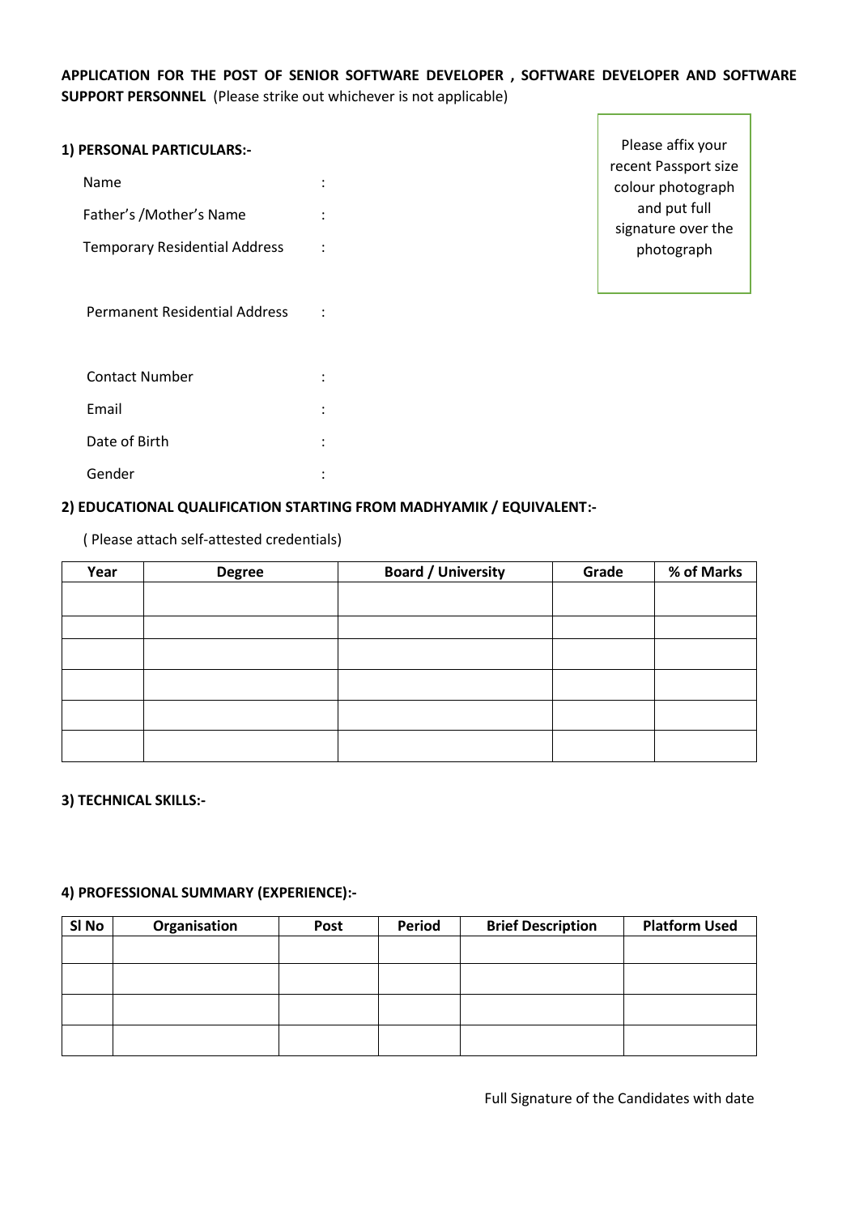**APPLICATION FOR THE POST OF SENIOR SOFTWARE DEVELOPER , SOFTWARE DEVELOPER AND SOFTWARE SUPPORT PERSONNEL** (Please strike out whichever is not applicable)

Please affix your recent Passport size colour photograph and put full signature over the photograph

**1) PERSONAL PARTICULARS:-**

Name :

Father's /Mother's Name :

Temporary Residential Address :

Permanent Residential Address :

Contact Number :

Email :

Date of Birth :

Gender :

**2) EDUCATIONAL QUALIFICATION STARTING FROM MADHYAMIK / EQUIVALENT:-**

( Please attach self-attested credentials)

| Year | Degree | Board / University | Grade | % of Marks |
|---|---|---|---|---|
| | | | | |
| | | | | |
| | | | | |
| | | | | |
| | | | | |
| | | | | |

**3) TECHNICAL SKILLS:-**

**4) PROFESSIONAL SUMMARY (EXPERIENCE):-**

| Sl No | Organisation | Post | Period | Brief Description | Platform Used |
|---|---|---|---|---|---|
| | | | | | |
| | | | | | |
| | | | | | |
| | | | | | |

Full Signature of the Candidates with date